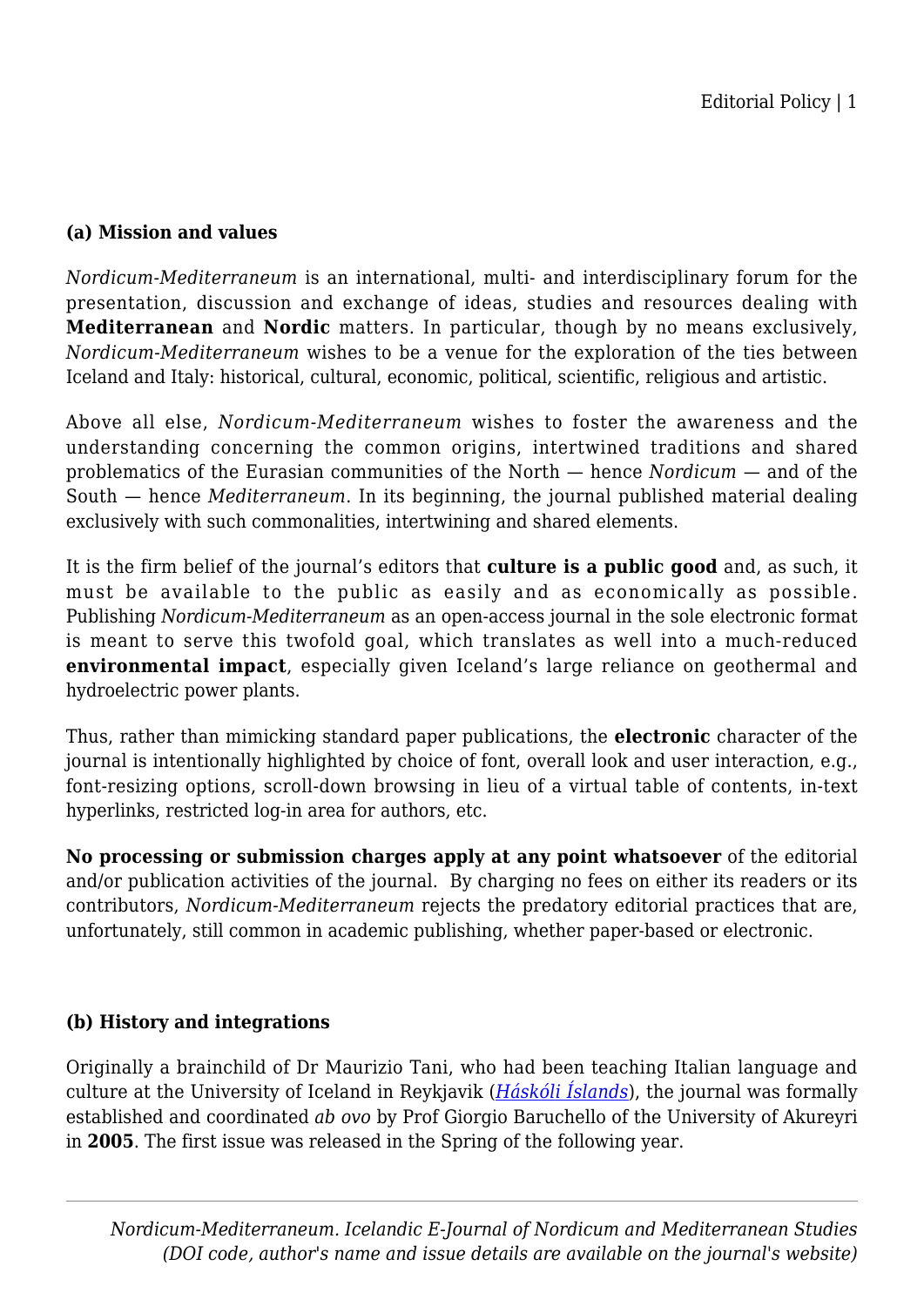### (a) Mission and values

*Nordicum-Mediterraneum* is an international, multi- and interdisciplinary forum for the presentation, discussion and exchange of ideas, studies and resources dealing with **Mediterranean** and **Nordic** matters. In particular, though by no means exclusively, *Nordicum-Mediterraneum* wishes to be a venue for the exploration of the ties between Iceland and Italy: historical, cultural, economic, political, scientific, religious and artistic.

Above all else, *Nordicum-Mediterraneum* wishes to foster the awareness and the understanding concerning the common origins, intertwined traditions and shared problematics of the Eurasian communities of the North — hence *Nordicum* — and of the South — hence *Mediterraneum*. In its beginning, the journal published material dealing exclusively with such commonalities, intertwining and shared elements.

It is the firm belief of the journal's editors that **culture is a public good** and, as such, it must be available to the public as easily and as economically as possible. Publishing *Nordicum-Mediterraneum* as an open-access journal in the sole electronic format is meant to serve this twofold goal, which translates as well into a much-reduced **environmental impact**, especially given Iceland's large reliance on geothermal and hydroelectric power plants.

Thus, rather than mimicking standard paper publications, the **electronic** character of the journal is intentionally highlighted by choice of font, overall look and user interaction, e.g., font-resizing options, scroll-down browsing in lieu of a virtual table of contents, in-text hyperlinks, restricted log-in area for authors, etc.

**No processing or submission charges apply at any point whatsoever** of the editorial and/or publication activities of the journal. By charging no fees on either its readers or its contributors, *Nordicum-Mediterraneum* rejects the predatory editorial practices that are, unfortunately, still common in academic publishing, whether paper-based or electronic.

### (b) History and integrations

Originally a brainchild of Dr Maurizio Tani, who had been teaching Italian language and culture at the University of Iceland in Reykjavik (*Háskóli Íslands*), the journal was formally established and coordinated *ab ovo* by Prof Giorgio Baruchello of the University of Akureyri in **2005**. The first issue was released in the Spring of the following year.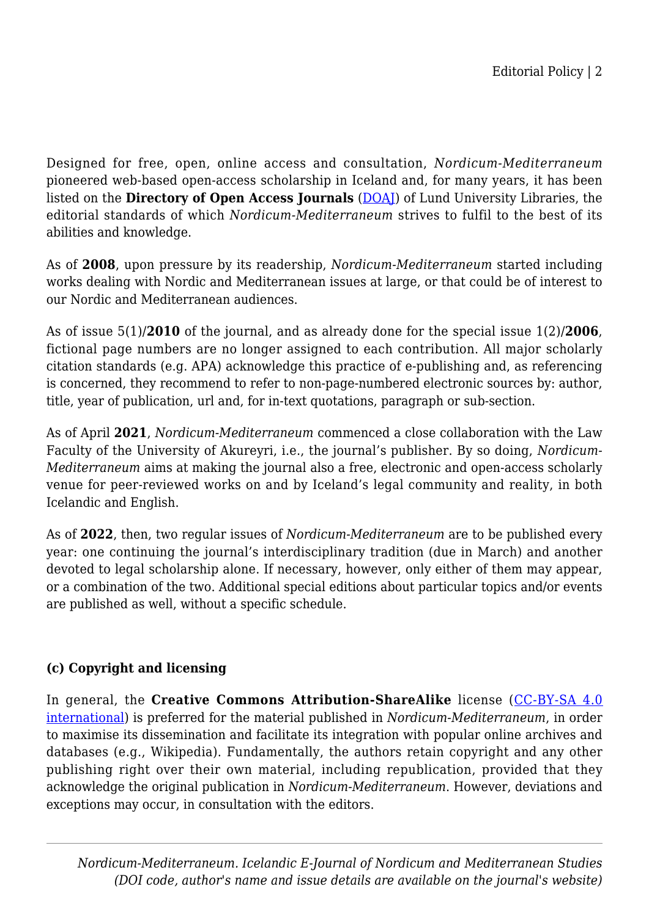Designed for free, open, online access and consultation, *Nordicum-Mediterraneum* pioneered web-based open-access scholarship in Iceland and, for many years, it has been listed on the **Directory of Open Access Journals** (DOAJ) of Lund University Libraries, the editorial standards of which *Nordicum-Mediterraneum* strives to fulfil to the best of its abilities and knowledge.

As of **2008**, upon pressure by its readership, *Nordicum-Mediterraneum* started including works dealing with Nordic and Mediterranean issues at large, or that could be of interest to our Nordic and Mediterranean audiences.

As of issue 5(1)/**2010** of the journal, and as already done for the special issue 1(2)/**2006**, fictional page numbers are no longer assigned to each contribution. All major scholarly citation standards (e.g. APA) acknowledge this practice of e-publishing and, as referencing is concerned, they recommend to refer to non-page-numbered electronic sources by: author, title, year of publication, url and, for in-text quotations, paragraph or sub-section.

As of April **2021**, *Nordicum-Mediterraneum* commenced a close collaboration with the Law Faculty of the University of Akureyri, i.e., the journal's publisher. By so doing, *Nordicum-Mediterraneum* aims at making the journal also a free, electronic and open-access scholarly venue for peer-reviewed works on and by Iceland's legal community and reality, in both Icelandic and English.

As of **2022**, then, two regular issues of *Nordicum-Mediterraneum* are to be published every year: one continuing the journal's interdisciplinary tradition (due in March) and another devoted to legal scholarship alone. If necessary, however, only either of them may appear, or a combination of the two. Additional special editions about particular topics and/or events are published as well, without a specific schedule.

**(c) Copyright and licensing**

In general, the **Creative Commons Attribution-ShareAlike** license (CC-BY-SA 4.0 international) is preferred for the material published in *Nordicum-Mediterraneum*, in order to maximise its dissemination and facilitate its integration with popular online archives and databases (e.g., Wikipedia). Fundamentally, the authors retain copyright and any other publishing right over their own material, including republication, provided that they acknowledge the original publication in *Nordicum-Mediterraneum*. However, deviations and exceptions may occur, in consultation with the editors.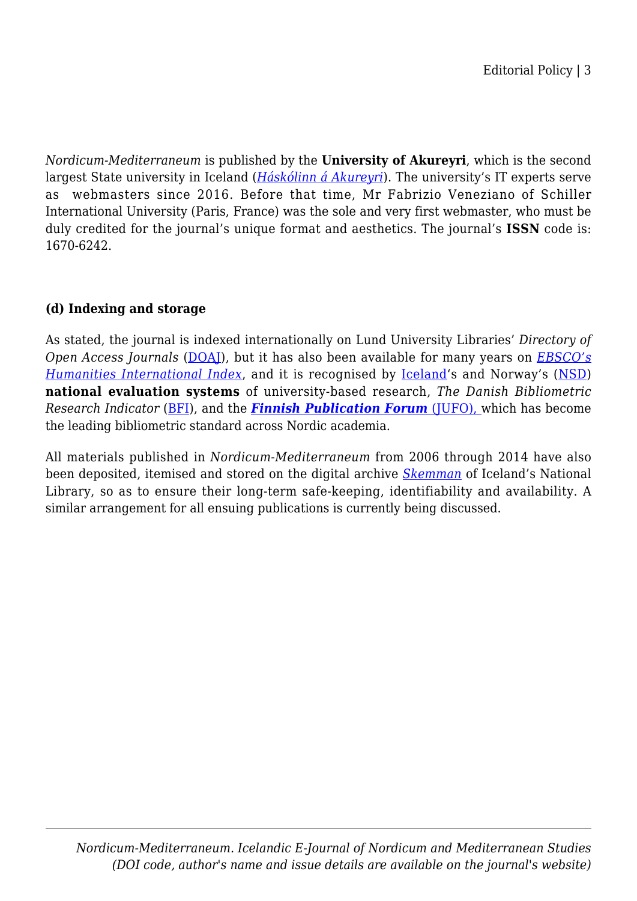*Nordicum-Mediterraneum* is published by the **University of Akureyri**, which is the second largest State university in Iceland (*Háskólinn á Akureyri*). The university's IT experts serve as webmasters since 2016. Before that time, Mr Fabrizio Veneziano of Schiller International University (Paris, France) was the sole and very first webmaster, who must be duly credited for the journal's unique format and aesthetics. The journal's **ISSN** code is: 1670-6242.

### (d) Indexing and storage

As stated, the journal is indexed internationally on Lund University Libraries' *Directory of Open Access Journals* (DOAJ), but it has also been available for many years on *EBSCO's Humanities International Index*, and it is recognised by Iceland's and Norway's (NSD) **national evaluation systems** of university-based research, *The Danish Bibliometric Research Indicator* (BFI), and the ***Finnish Publication Forum*** (JUFO), which has become the leading bibliometric standard across Nordic academia.

All materials published in *Nordicum-Mediterraneum* from 2006 through 2014 have also been deposited, itemised and stored on the digital archive *Skemman* of Iceland's National Library, so as to ensure their long-term safe-keeping, identifiability and availability. A similar arrangement for all ensuing publications is currently being discussed.